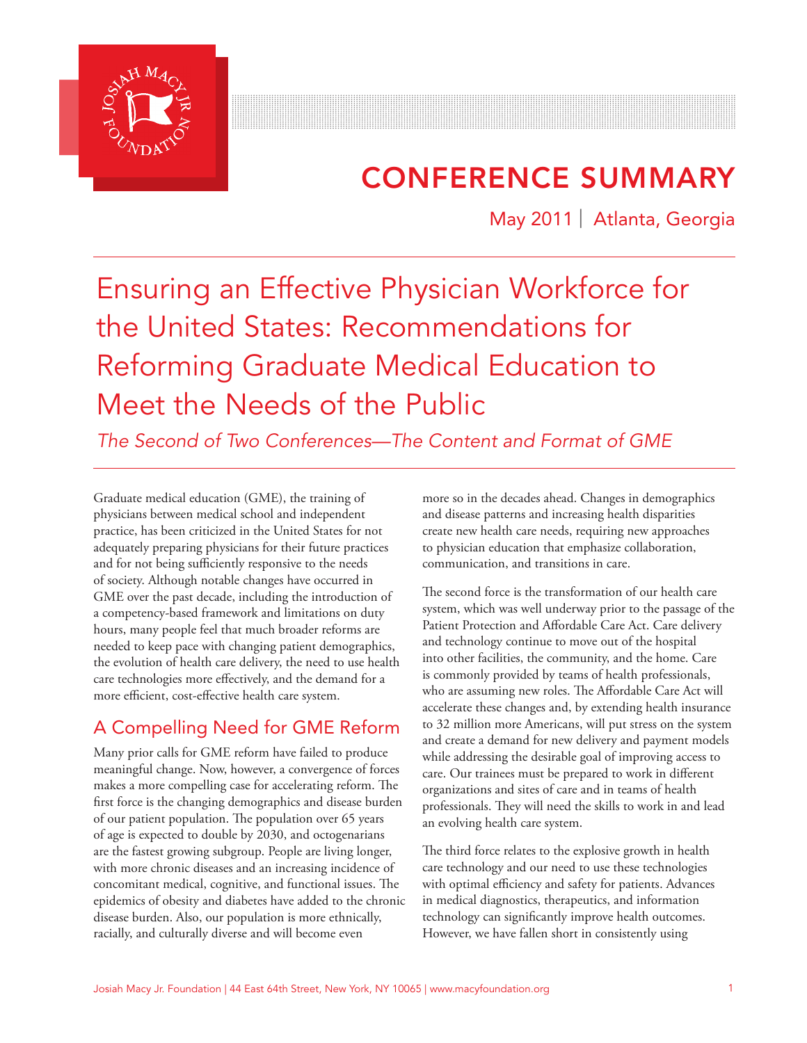# CONFERENCE SUMMARY

May 2011 | Atlanta, Georgia

# Ensuring an Effective Physician Workforce for the United States: Recommendations for Reforming Graduate Medical Education to Meet the Needs of the Public

*The Second of Two Conferences—The Content and Format of GME*

Graduate medical education (GME), the training of physicians between medical school and independent practice, has been criticized in the United States for not adequately preparing physicians for their future practices and for not being sufficiently responsive to the needs of society. Although notable changes have occurred in GME over the past decade, including the introduction of a competency-based framework and limitations on duty hours, many people feel that much broader reforms are needed to keep pace with changing patient demographics, the evolution of health care delivery, the need to use health care technologies more effectively, and the demand for a more efficient, cost-effective health care system.

## A Compelling Need for GME Reform

Many prior calls for GME reform have failed to produce meaningful change. Now, however, a convergence of forces makes a more compelling case for accelerating reform. The first force is the changing demographics and disease burden of our patient population. The population over 65 years of age is expected to double by 2030, and octogenarians are the fastest growing subgroup. People are living longer, with more chronic diseases and an increasing incidence of concomitant medical, cognitive, and functional issues. The epidemics of obesity and diabetes have added to the chronic disease burden. Also, our population is more ethnically, racially, and culturally diverse and will become even more so in the decades ahead. Changes in demographics and disease patterns and increasing health disparities create new health care needs, requiring new approaches to physician education that emphasize collaboration, communication, and transitions in care.

The second force is the transformation of our health care system, which was well underway prior to the passage of the Patient Protection and Affordable Care Act. Care delivery and technology continue to move out of the hospital into other facilities, the community, and the home. Care is commonly provided by teams of health professionals, who are assuming new roles. The Affordable Care Act will accelerate these changes and, by extending health insurance to 32 million more Americans, will put stress on the system and create a demand for new delivery and payment models while addressing the desirable goal of improving access to care. Our trainees must be prepared to work in different organizations and sites of care and in teams of health professionals. They will need the skills to work in and lead an evolving health care system.

The third force relates to the explosive growth in health care technology and our need to use these technologies with optimal efficiency and safety for patients. Advances in medical diagnostics, therapeutics, and information technology can significantly improve health outcomes. However, we have fallen short in consistently using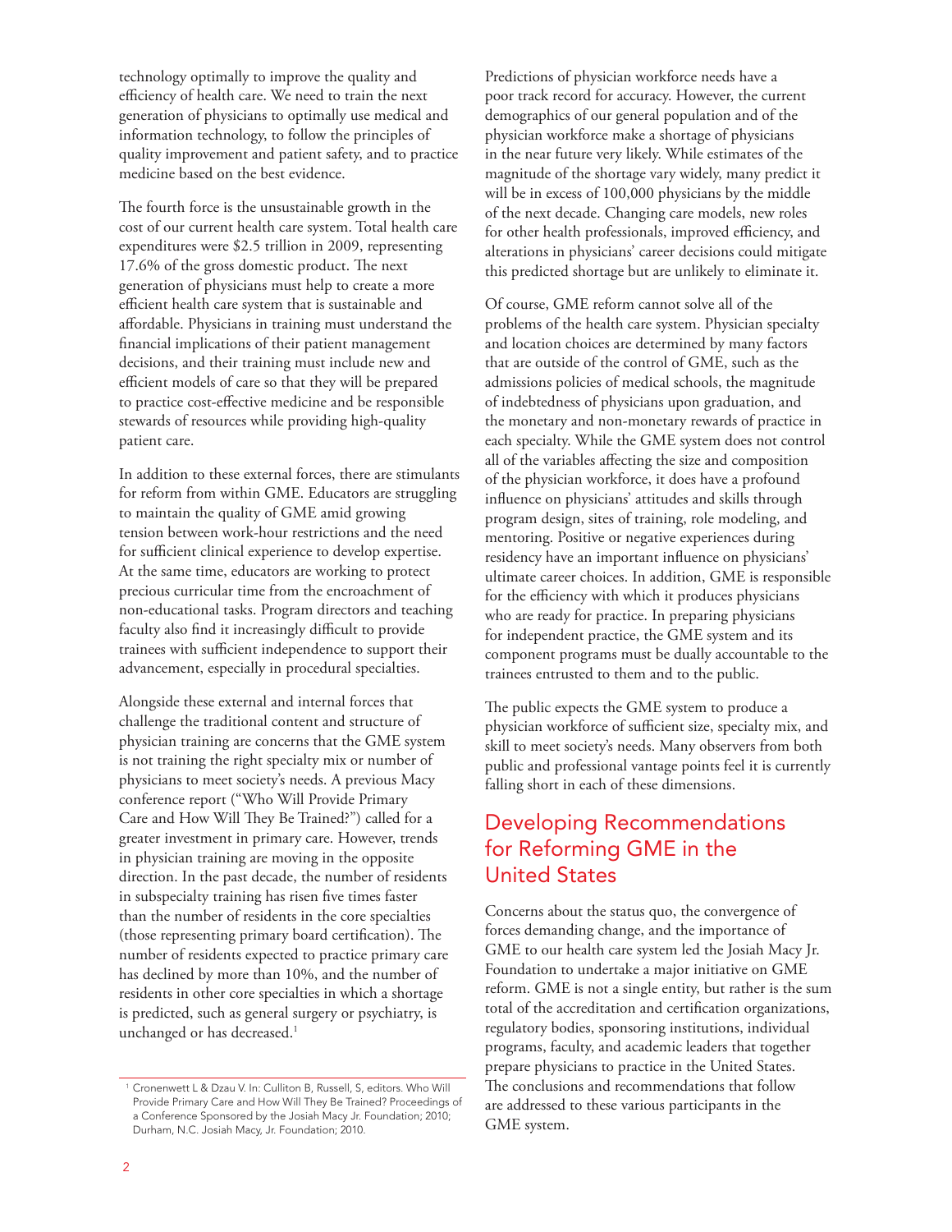technology optimally to improve the quality and efficiency of health care. We need to train the next generation of physicians to optimally use medical and information technology, to follow the principles of quality improvement and patient safety, and to practice medicine based on the best evidence.

The fourth force is the unsustainable growth in the cost of our current health care system. Total health care expenditures were $2.5 trillion in 2009, representing 17.6% of the gross domestic product. The next generation of physicians must help to create a more efficient health care system that is sustainable and affordable. Physicians in training must understand the financial implications of their patient management decisions, and their training must include new and efficient models of care so that they will be prepared to practice cost-effective medicine and be responsible stewards of resources while providing high-quality patient care.

In addition to these external forces, there are stimulants for reform from within GME. Educators are struggling to maintain the quality of GME amid growing tension between work-hour restrictions and the need for sufficient clinical experience to develop expertise. At the same time, educators are working to protect precious curricular time from the encroachment of non-educational tasks. Program directors and teaching faculty also find it increasingly difficult to provide trainees with sufficient independence to support their advancement, especially in procedural specialties.

Alongside these external and internal forces that challenge the traditional content and structure of physician training are concerns that the GME system is not training the right specialty mix or number of physicians to meet society's needs. A previous Macy conference report ("Who Will Provide Primary Care and How Will They Be Trained?") called for a greater investment in primary care. However, trends in physician training are moving in the opposite direction. In the past decade, the number of residents in subspecialty training has risen five times faster than the number of residents in the core specialties (those representing primary board certification). The number of residents expected to practice primary care has declined by more than 10%, and the number of residents in other core specialties in which a shortage is predicted, such as general surgery or psychiatry, is unchanged or has decreased.[1]

Predictions of physician workforce needs have a poor track record for accuracy. However, the current demographics of our general population and of the physician workforce make a shortage of physicians in the near future very likely. While estimates of the magnitude of the shortage vary widely, many predict it will be in excess of 100,000 physicians by the middle of the next decade. Changing care models, new roles for other health professionals, improved efficiency, and alterations in physicians' career decisions could mitigate this predicted shortage but are unlikely to eliminate it.

Of course, GME reform cannot solve all of the problems of the health care system. Physician specialty and location choices are determined by many factors that are outside of the control of GME, such as the admissions policies of medical schools, the magnitude of indebtedness of physicians upon graduation, and the monetary and non-monetary rewards of practice in each specialty. While the GME system does not control all of the variables affecting the size and composition of the physician workforce, it does have a profound influence on physicians' attitudes and skills through program design, sites of training, role modeling, and mentoring. Positive or negative experiences during residency have an important influence on physicians' ultimate career choices. In addition, GME is responsible for the efficiency with which it produces physicians who are ready for practice. In preparing physicians for independent practice, the GME system and its component programs must be dually accountable to the trainees entrusted to them and to the public.

The public expects the GME system to produce a physician workforce of sufficient size, specialty mix, and skill to meet society's needs. Many observers from both public and professional vantage points feel it is currently falling short in each of these dimensions.

## Developing Recommendations for Reforming GME in the United States

Concerns about the status quo, the convergence of forces demanding change, and the importance of GME to our health care system led the Josiah Macy Jr. Foundation to undertake a major initiative on GME reform. GME is not a single entity, but rather is the sum total of the accreditation and certification organizations, regulatory bodies, sponsoring institutions, individual programs, faculty, and academic leaders that together prepare physicians to practice in the United States. The conclusions and recommendations that follow are addressed to these various participants in the GME system.

[1] Cronenwett L & Dzau V. In: Culliton B, Russell, S, editors. Who Will Provide Primary Care and How Will They Be Trained? Proceedings of a Conference Sponsored by the Josiah Macy Jr. Foundation; 2010; Durham, N.C. Josiah Macy, Jr. Foundation; 2010.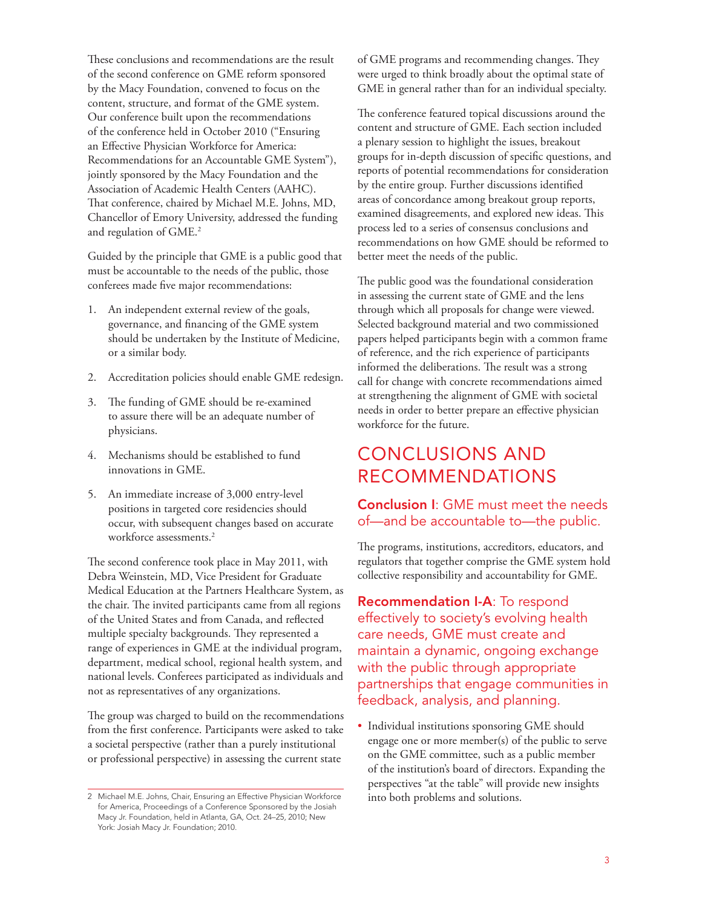These conclusions and recommendations are the result of the second conference on GME reform sponsored by the Macy Foundation, convened to focus on the content, structure, and format of the GME system. Our conference built upon the recommendations of the conference held in October 2010 ("Ensuring an Effective Physician Workforce for America: Recommendations for an Accountable GME System"), jointly sponsored by the Macy Foundation and the Association of Academic Health Centers (AAHC). That conference, chaired by Michael M.E. Johns, MD, Chancellor of Emory University, addressed the funding and regulation of GME.[2]

Guided by the principle that GME is a public good that must be accountable to the needs of the public, those conferees made five major recommendations:

1. An independent external review of the goals, governance, and financing of the GME system should be undertaken by the Institute of Medicine, or a similar body.
2. Accreditation policies should enable GME redesign.
3. The funding of GME should be re-examined to assure there will be an adequate number of physicians.
4. Mechanisms should be established to fund innovations in GME.
5. An immediate increase of 3,000 entry-level positions in targeted core residencies should occur, with subsequent changes based on accurate workforce assessments.[2]

The second conference took place in May 2011, with Debra Weinstein, MD, Vice President for Graduate Medical Education at the Partners Healthcare System, as the chair. The invited participants came from all regions of the United States and from Canada, and reflected multiple specialty backgrounds. They represented a range of experiences in GME at the individual program, department, medical school, regional health system, and national levels. Conferees participated as individuals and not as representatives of any organizations.

The group was charged to build on the recommendations from the first conference. Participants were asked to take a societal perspective (rather than a purely institutional or professional perspective) in assessing the current state of GME programs and recommending changes. They were urged to think broadly about the optimal state of GME in general rather than for an individual specialty.

The conference featured topical discussions around the content and structure of GME. Each section included a plenary session to highlight the issues, breakout groups for in-depth discussion of specific questions, and reports of potential recommendations for consideration by the entire group. Further discussions identified areas of concordance among breakout group reports, examined disagreements, and explored new ideas. This process led to a series of consensus conclusions and recommendations on how GME should be reformed to better meet the needs of the public.

The public good was the foundational consideration in assessing the current state of GME and the lens through which all proposals for change were viewed. Selected background material and two commissioned papers helped participants begin with a common frame of reference, and the rich experience of participants informed the deliberations. The result was a strong call for change with concrete recommendations aimed at strengthening the alignment of GME with societal needs in order to better prepare an effective physician workforce for the future.

# CONCLUSIONS AND RECOMMENDATIONS

## **Conclusion I**: GME must meet the needs of—and be accountable to—the public.

The programs, institutions, accreditors, educators, and regulators that together comprise the GME system hold collective responsibility and accountability for GME.

### **Recommendation I-A**: To respond effectively to society's evolving health care needs, GME must create and maintain a dynamic, ongoing exchange with the public through appropriate partnerships that engage communities in feedback, analysis, and planning.

- Individual institutions sponsoring GME should engage one or more member(s) of the public to serve on the GME committee, such as a public member of the institution's board of directors. Expanding the perspectives "at the table" will provide new insights into both problems and solutions.

---

2 Michael M.E. Johns, Chair, Ensuring an Effective Physician Workforce for America, Proceedings of a Conference Sponsored by the Josiah Macy Jr. Foundation, held in Atlanta, GA, Oct. 24–25, 2010; New York: Josiah Macy Jr. Foundation; 2010.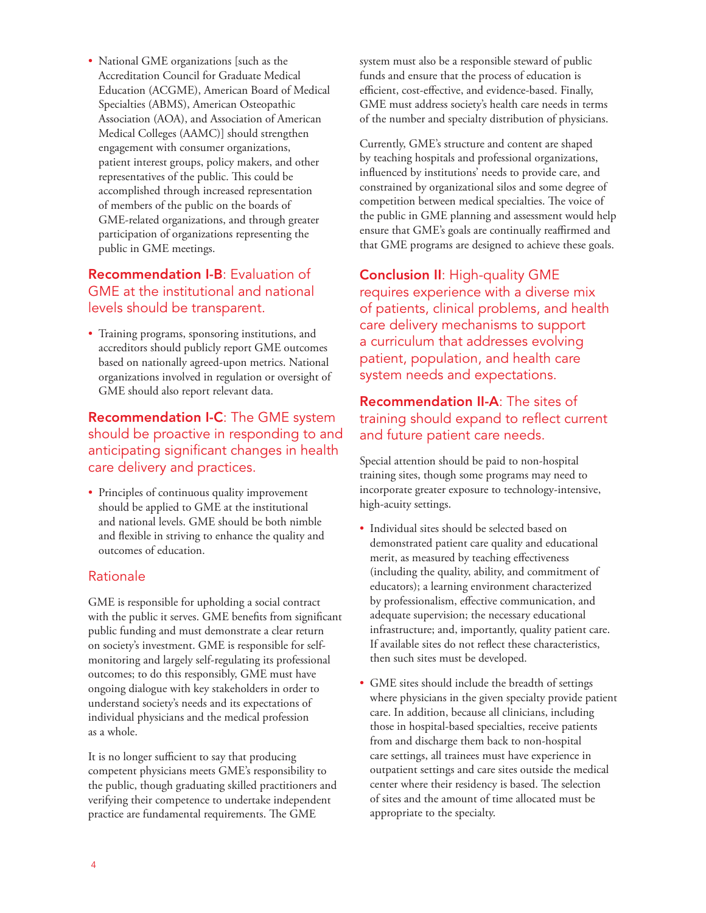- National GME organizations [such as the Accreditation Council for Graduate Medical Education (ACGME), American Board of Medical Specialties (ABMS), American Osteopathic Association (AOA), and Association of American Medical Colleges (AAMC)] should strengthen engagement with consumer organizations, patient interest groups, policy makers, and other representatives of the public. This could be accomplished through increased representation of members of the public on the boards of GME-related organizations, and through greater participation of organizations representing the public in GME meetings.

### **Recommendation I-B**: Evaluation of GME at the institutional and national levels should be transparent.

- Training programs, sponsoring institutions, and accreditors should publicly report GME outcomes based on nationally agreed-upon metrics. National organizations involved in regulation or oversight of GME should also report relevant data.

### **Recommendation I-C**: The GME system should be proactive in responding to and anticipating significant changes in health care delivery and practices.

- Principles of continuous quality improvement should be applied to GME at the institutional and national levels. GME should be both nimble and flexible in striving to enhance the quality and outcomes of education.

### Rationale

GME is responsible for upholding a social contract with the public it serves. GME benefits from significant public funding and must demonstrate a clear return on society's investment. GME is responsible for self-monitoring and largely self-regulating its professional outcomes; to do this responsibly, GME must have ongoing dialogue with key stakeholders in order to understand society's needs and its expectations of individual physicians and the medical profession as a whole.

It is no longer sufficient to say that producing competent physicians meets GME's responsibility to the public, though graduating skilled practitioners and verifying their competence to undertake independent practice are fundamental requirements. The GME system must also be a responsible steward of public funds and ensure that the process of education is efficient, cost-effective, and evidence-based. Finally, GME must address society's health care needs in terms of the number and specialty distribution of physicians.

Currently, GME's structure and content are shaped by teaching hospitals and professional organizations, influenced by institutions' needs to provide care, and constrained by organizational silos and some degree of competition between medical specialties. The voice of the public in GME planning and assessment would help ensure that GME's goals are continually reaffirmed and that GME programs are designed to achieve these goals.

## **Conclusion II**: High-quality GME requires experience with a diverse mix of patients, clinical problems, and health care delivery mechanisms to support a curriculum that addresses evolving patient, population, and health care system needs and expectations.

### **Recommendation II-A**: The sites of training should expand to reflect current and future patient care needs.

Special attention should be paid to non-hospital training sites, though some programs may need to incorporate greater exposure to technology-intensive, high-acuity settings.

- Individual sites should be selected based on demonstrated patient care quality and educational merit, as measured by teaching effectiveness (including the quality, ability, and commitment of educators); a learning environment characterized by professionalism, effective communication, and adequate supervision; the necessary educational infrastructure; and, importantly, quality patient care. If available sites do not reflect these characteristics, then such sites must be developed.

- GME sites should include the breadth of settings where physicians in the given specialty provide patient care. In addition, because all clinicians, including those in hospital-based specialties, receive patients from and discharge them back to non-hospital care settings, all trainees must have experience in outpatient settings and care sites outside the medical center where their residency is based. The selection of sites and the amount of time allocated must be appropriate to the specialty.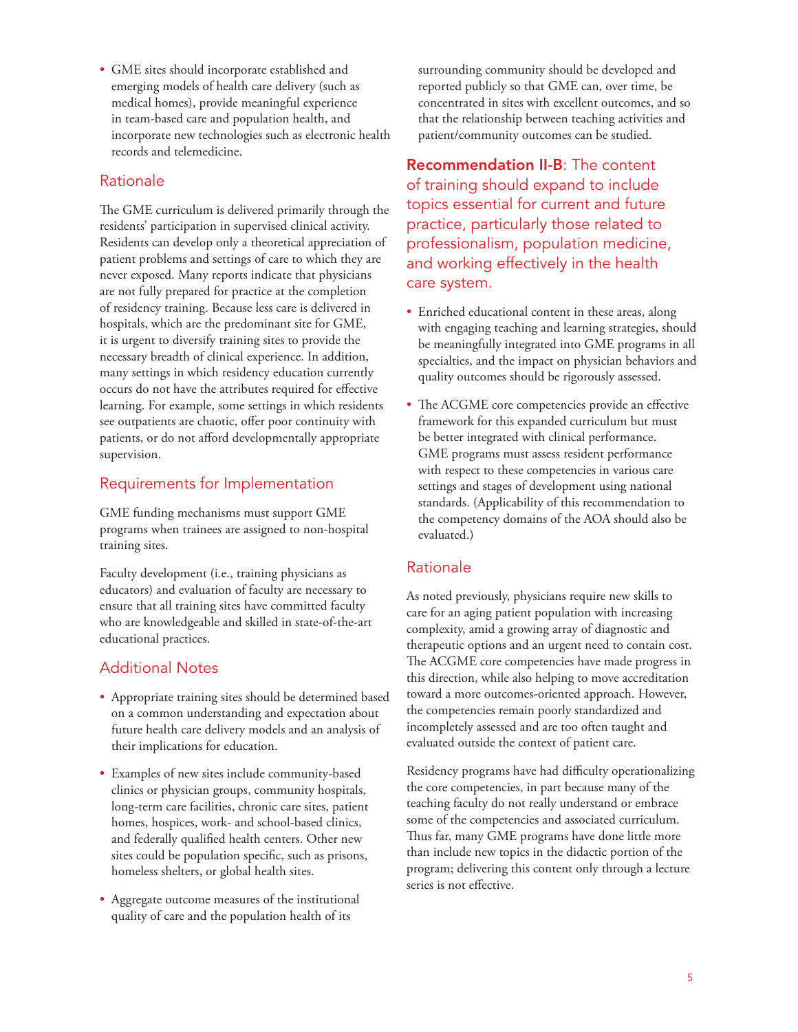- GME sites should incorporate established and emerging models of health care delivery (such as medical homes), provide meaningful experience in team-based care and population health, and incorporate new technologies such as electronic health records and telemedicine.

## Rationale

The GME curriculum is delivered primarily through the residents' participation in supervised clinical activity. Residents can develop only a theoretical appreciation of patient problems and settings of care to which they are never exposed. Many reports indicate that physicians are not fully prepared for practice at the completion of residency training. Because less care is delivered in hospitals, which are the predominant site for GME, it is urgent to diversify training sites to provide the necessary breadth of clinical experience. In addition, many settings in which residency education currently occurs do not have the attributes required for effective learning. For example, some settings in which residents see outpatients are chaotic, offer poor continuity with patients, or do not afford developmentally appropriate supervision.

## Requirements for Implementation

GME funding mechanisms must support GME programs when trainees are assigned to non-hospital training sites.

Faculty development (i.e., training physicians as educators) and evaluation of faculty are necessary to ensure that all training sites have committed faculty who are knowledgeable and skilled in state-of-the-art educational practices.

## Additional Notes

- Appropriate training sites should be determined based on a common understanding and expectation about future health care delivery models and an analysis of their implications for education.
- Examples of new sites include community-based clinics or physician groups, community hospitals, long-term care facilities, chronic care sites, patient homes, hospices, work- and school-based clinics, and federally qualified health centers. Other new sites could be population specific, such as prisons, homeless shelters, or global health sites.
- Aggregate outcome measures of the institutional quality of care and the population health of its surrounding community should be developed and reported publicly so that GME can, over time, be concentrated in sites with excellent outcomes, and so that the relationship between teaching activities and patient/community outcomes can be studied.

## **Recommendation II-B**: The content of training should expand to include topics essential for current and future practice, particularly those related to professionalism, population medicine, and working effectively in the health care system.

- Enriched educational content in these areas, along with engaging teaching and learning strategies, should be meaningfully integrated into GME programs in all specialties, and the impact on physician behaviors and quality outcomes should be rigorously assessed.
- The ACGME core competencies provide an effective framework for this expanded curriculum but must be better integrated with clinical performance. GME programs must assess resident performance with respect to these competencies in various care settings and stages of development using national standards. (Applicability of this recommendation to the competency domains of the AOA should also be evaluated.)

## Rationale

As noted previously, physicians require new skills to care for an aging patient population with increasing complexity, amid a growing array of diagnostic and therapeutic options and an urgent need to contain cost. The ACGME core competencies have made progress in this direction, while also helping to move accreditation toward a more outcomes-oriented approach. However, the competencies remain poorly standardized and incompletely assessed and are too often taught and evaluated outside the context of patient care.

Residency programs have had difficulty operationalizing the core competencies, in part because many of the teaching faculty do not really understand or embrace some of the competencies and associated curriculum. Thus far, many GME programs have done little more than include new topics in the didactic portion of the program; delivering this content only through a lecture series is not effective.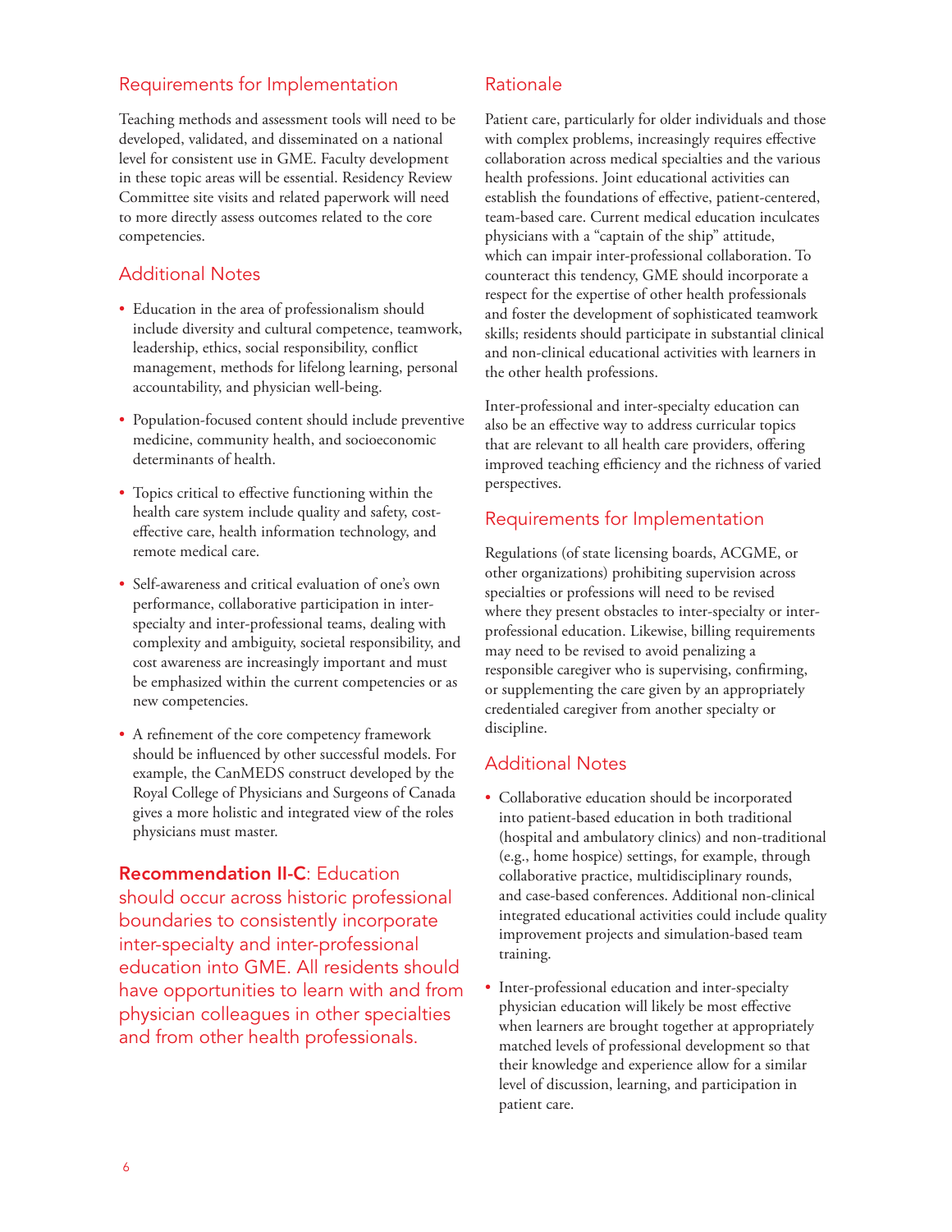## Requirements for Implementation

Teaching methods and assessment tools will need to be developed, validated, and disseminated on a national level for consistent use in GME. Faculty development in these topic areas will be essential. Residency Review Committee site visits and related paperwork will need to more directly assess outcomes related to the core competencies.

## Additional Notes

- Education in the area of professionalism should include diversity and cultural competence, teamwork, leadership, ethics, social responsibility, conflict management, methods for lifelong learning, personal accountability, and physician well-being.
- Population-focused content should include preventive medicine, community health, and socioeconomic determinants of health.
- Topics critical to effective functioning within the health care system include quality and safety, cost-effective care, health information technology, and remote medical care.
- Self-awareness and critical evaluation of one's own performance, collaborative participation in inter-specialty and inter-professional teams, dealing with complexity and ambiguity, societal responsibility, and cost awareness are increasingly important and must be emphasized within the current competencies or as new competencies.
- A refinement of the core competency framework should be influenced by other successful models. For example, the CanMEDS construct developed by the Royal College of Physicians and Surgeons of Canada gives a more holistic and integrated view of the roles physicians must master.

**Recommendation II-C**: Education should occur across historic professional boundaries to consistently incorporate inter-specialty and inter-professional education into GME. All residents should have opportunities to learn with and from physician colleagues in other specialties and from other health professionals.

## Rationale

Patient care, particularly for older individuals and those with complex problems, increasingly requires effective collaboration across medical specialties and the various health professions. Joint educational activities can establish the foundations of effective, patient-centered, team-based care. Current medical education inculcates physicians with a "captain of the ship" attitude, which can impair inter-professional collaboration. To counteract this tendency, GME should incorporate a respect for the expertise of other health professionals and foster the development of sophisticated teamwork skills; residents should participate in substantial clinical and non-clinical educational activities with learners in the other health professions.

Inter-professional and inter-specialty education can also be an effective way to address curricular topics that are relevant to all health care providers, offering improved teaching efficiency and the richness of varied perspectives.

## Requirements for Implementation

Regulations (of state licensing boards, ACGME, or other organizations) prohibiting supervision across specialties or professions will need to be revised where they present obstacles to inter-specialty or inter-professional education. Likewise, billing requirements may need to be revised to avoid penalizing a responsible caregiver who is supervising, confirming, or supplementing the care given by an appropriately credentialed caregiver from another specialty or discipline.

## Additional Notes

- Collaborative education should be incorporated into patient-based education in both traditional (hospital and ambulatory clinics) and non-traditional (e.g., home hospice) settings, for example, through collaborative practice, multidisciplinary rounds, and case-based conferences. Additional non-clinical integrated educational activities could include quality improvement projects and simulation-based team training.
- Inter-professional education and inter-specialty physician education will likely be most effective when learners are brought together at appropriately matched levels of professional development so that their knowledge and experience allow for a similar level of discussion, learning, and participation in patient care.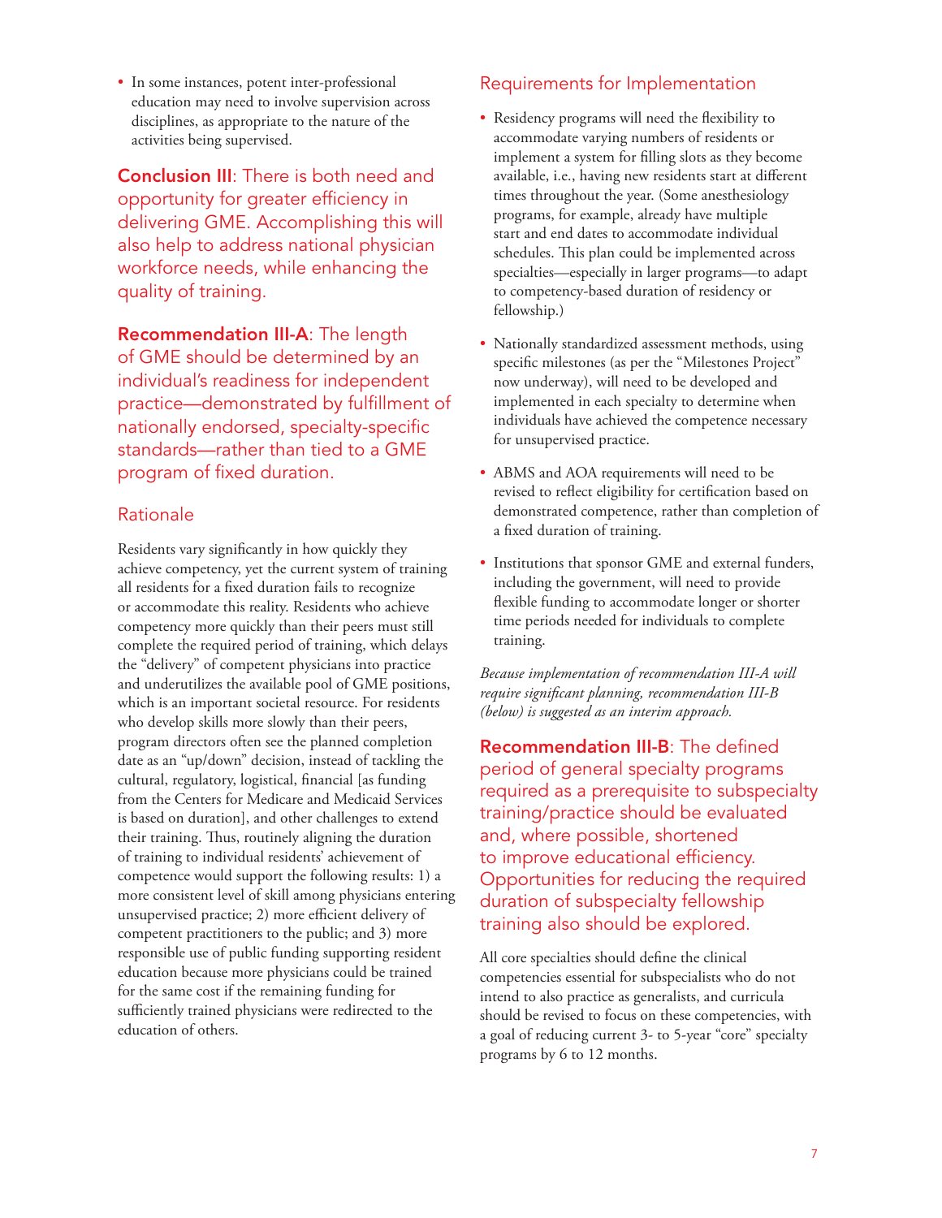- In some instances, potent inter-professional education may need to involve supervision across disciplines, as appropriate to the nature of the activities being supervised.

**Conclusion III**: There is both need and opportunity for greater efficiency in delivering GME. Accomplishing this will also help to address national physician workforce needs, while enhancing the quality of training.

**Recommendation III-A**: The length of GME should be determined by an individual's readiness for independent practice—demonstrated by fulfillment of nationally endorsed, specialty-specific standards—rather than tied to a GME program of fixed duration.

## Rationale

Residents vary significantly in how quickly they achieve competency, yet the current system of training all residents for a fixed duration fails to recognize or accommodate this reality. Residents who achieve competency more quickly than their peers must still complete the required period of training, which delays the "delivery" of competent physicians into practice and underutilizes the available pool of GME positions, which is an important societal resource. For residents who develop skills more slowly than their peers, program directors often see the planned completion date as an "up/down" decision, instead of tackling the cultural, regulatory, logistical, financial [as funding from the Centers for Medicare and Medicaid Services is based on duration], and other challenges to extend their training. Thus, routinely aligning the duration of training to individual residents' achievement of competence would support the following results: 1) a more consistent level of skill among physicians entering unsupervised practice; 2) more efficient delivery of competent practitioners to the public; and 3) more responsible use of public funding supporting resident education because more physicians could be trained for the same cost if the remaining funding for sufficiently trained physicians were redirected to the education of others.

## Requirements for Implementation

- Residency programs will need the flexibility to accommodate varying numbers of residents or implement a system for filling slots as they become available, i.e., having new residents start at different times throughout the year. (Some anesthesiology programs, for example, already have multiple start and end dates to accommodate individual schedules. This plan could be implemented across specialties—especially in larger programs—to adapt to competency-based duration of residency or fellowship.)
- Nationally standardized assessment methods, using specific milestones (as per the "Milestones Project" now underway), will need to be developed and implemented in each specialty to determine when individuals have achieved the competence necessary for unsupervised practice.
- ABMS and AOA requirements will need to be revised to reflect eligibility for certification based on demonstrated competence, rather than completion of a fixed duration of training.
- Institutions that sponsor GME and external funders, including the government, will need to provide flexible funding to accommodate longer or shorter time periods needed for individuals to complete training.

*Because implementation of recommendation III-A will require significant planning, recommendation III-B (below) is suggested as an interim approach.*

**Recommendation III-B**: The defined period of general specialty programs required as a prerequisite to subspecialty training/practice should be evaluated and, where possible, shortened to improve educational efficiency. Opportunities for reducing the required duration of subspecialty fellowship training also should be explored.

All core specialties should define the clinical competencies essential for subspecialists who do not intend to also practice as generalists, and curricula should be revised to focus on these competencies, with a goal of reducing current 3- to 5-year "core" specialty programs by 6 to 12 months.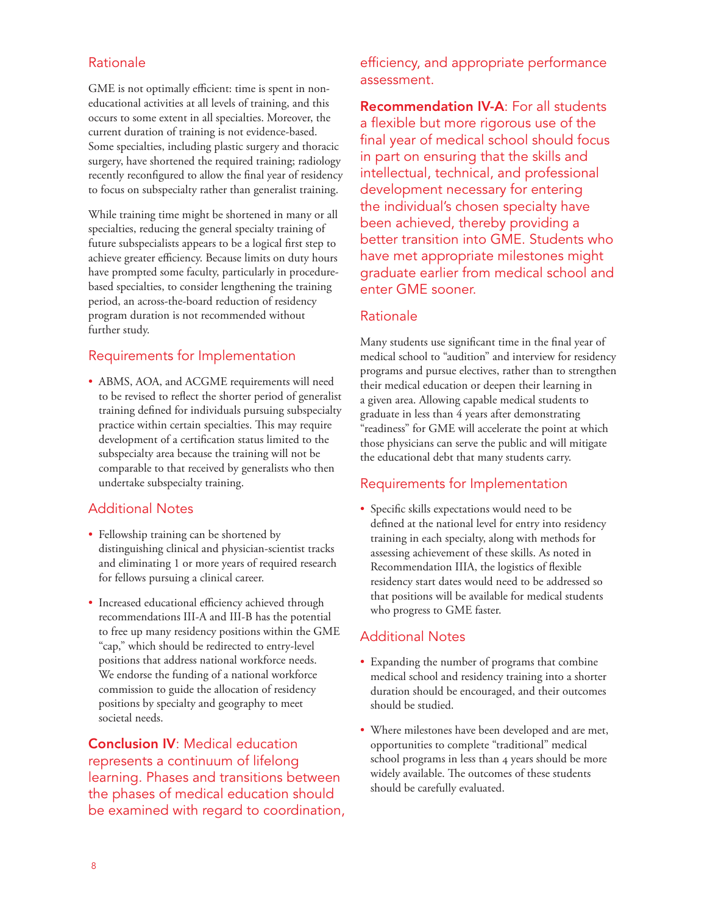### Rationale

GME is not optimally efficient: time is spent in non-educational activities at all levels of training, and this occurs to some extent in all specialties. Moreover, the current duration of training is not evidence-based. Some specialties, including plastic surgery and thoracic surgery, have shortened the required training; radiology recently reconfigured to allow the final year of residency to focus on subspecialty rather than generalist training.

While training time might be shortened in many or all specialties, reducing the general specialty training of future subspecialists appears to be a logical first step to achieve greater efficiency. Because limits on duty hours have prompted some faculty, particularly in procedure-based specialties, to consider lengthening the training period, an across-the-board reduction of residency program duration is not recommended without further study.

### Requirements for Implementation

- ABMS, AOA, and ACGME requirements will need to be revised to reflect the shorter period of generalist training defined for individuals pursuing subspecialty practice within certain specialties. This may require development of a certification status limited to the subspecialty area because the training will not be comparable to that received by generalists who then undertake subspecialty training.

### Additional Notes

- Fellowship training can be shortened by distinguishing clinical and physician-scientist tracks and eliminating 1 or more years of required research for fellows pursuing a clinical career.
- Increased educational efficiency achieved through recommendations III-A and III-B has the potential to free up many residency positions within the GME "cap," which should be redirected to entry-level positions that address national workforce needs. We endorse the funding of a national workforce commission to guide the allocation of residency positions by specialty and geography to meet societal needs.

**Conclusion IV**: Medical education represents a continuum of lifelong learning. Phases and transitions between the phases of medical education should be examined with regard to coordination, efficiency, and appropriate performance assessment.

**Recommendation IV-A**: For all students a flexible but more rigorous use of the final year of medical school should focus in part on ensuring that the skills and intellectual, technical, and professional development necessary for entering the individual's chosen specialty have been achieved, thereby providing a better transition into GME. Students who have met appropriate milestones might graduate earlier from medical school and enter GME sooner.

### Rationale

Many students use significant time in the final year of medical school to "audition" and interview for residency programs and pursue electives, rather than to strengthen their medical education or deepen their learning in a given area. Allowing capable medical students to graduate in less than 4 years after demonstrating "readiness" for GME will accelerate the point at which those physicians can serve the public and will mitigate the educational debt that many students carry.

### Requirements for Implementation

- Specific skills expectations would need to be defined at the national level for entry into residency training in each specialty, along with methods for assessing achievement of these skills. As noted in Recommendation IIIA, the logistics of flexible residency start dates would need to be addressed so that positions will be available for medical students who progress to GME faster.

### Additional Notes

- Expanding the number of programs that combine medical school and residency training into a shorter duration should be encouraged, and their outcomes should be studied.
- Where milestones have been developed and are met, opportunities to complete "traditional" medical school programs in less than 4 years should be more widely available. The outcomes of these students should be carefully evaluated.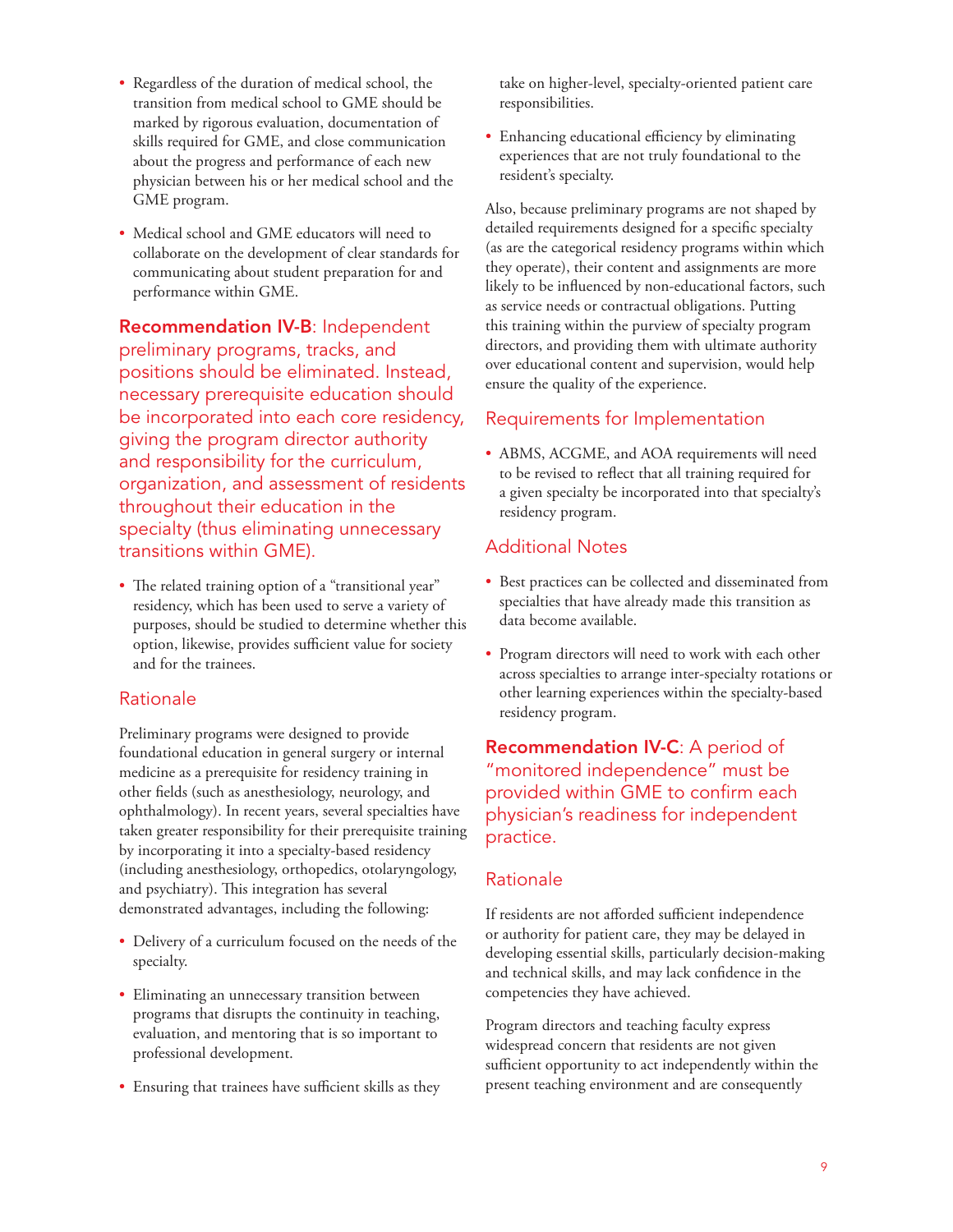- Regardless of the duration of medical school, the transition from medical school to GME should be marked by rigorous evaluation, documentation of skills required for GME, and close communication about the progress and performance of each new physician between his or her medical school and the GME program.
- Medical school and GME educators will need to collaborate on the development of clear standards for communicating about student preparation for and performance within GME.

## **Recommendation IV-B**: Independent preliminary programs, tracks, and positions should be eliminated. Instead, necessary prerequisite education should be incorporated into each core residency, giving the program director authority and responsibility for the curriculum, organization, and assessment of residents throughout their education in the specialty (thus eliminating unnecessary transitions within GME).

- The related training option of a "transitional year" residency, which has been used to serve a variety of purposes, should be studied to determine whether this option, likewise, provides sufficient value for society and for the trainees.

### Rationale

Preliminary programs were designed to provide foundational education in general surgery or internal medicine as a prerequisite for residency training in other fields (such as anesthesiology, neurology, and ophthalmology). In recent years, several specialties have taken greater responsibility for their prerequisite training by incorporating it into a specialty-based residency (including anesthesiology, orthopedics, otolaryngology, and psychiatry). This integration has several demonstrated advantages, including the following:

- Delivery of a curriculum focused on the needs of the specialty.
- Eliminating an unnecessary transition between programs that disrupts the continuity in teaching, evaluation, and mentoring that is so important to professional development.
- Ensuring that trainees have sufficient skills as they take on higher-level, specialty-oriented patient care responsibilities.
- Enhancing educational efficiency by eliminating experiences that are not truly foundational to the resident's specialty.

Also, because preliminary programs are not shaped by detailed requirements designed for a specific specialty (as are the categorical residency programs within which they operate), their content and assignments are more likely to be influenced by non-educational factors, such as service needs or contractual obligations. Putting this training within the purview of specialty program directors, and providing them with ultimate authority over educational content and supervision, would help ensure the quality of the experience.

### Requirements for Implementation

- ABMS, ACGME, and AOA requirements will need to be revised to reflect that all training required for a given specialty be incorporated into that specialty's residency program.

### Additional Notes

- Best practices can be collected and disseminated from specialties that have already made this transition as data become available.
- Program directors will need to work with each other across specialties to arrange inter-specialty rotations or other learning experiences within the specialty-based residency program.

## **Recommendation IV-C**: A period of "monitored independence" must be provided within GME to confirm each physician's readiness for independent practice.

### Rationale

If residents are not afforded sufficient independence or authority for patient care, they may be delayed in developing essential skills, particularly decision-making and technical skills, and may lack confidence in the competencies they have achieved.

Program directors and teaching faculty express widespread concern that residents are not given sufficient opportunity to act independently within the present teaching environment and are consequently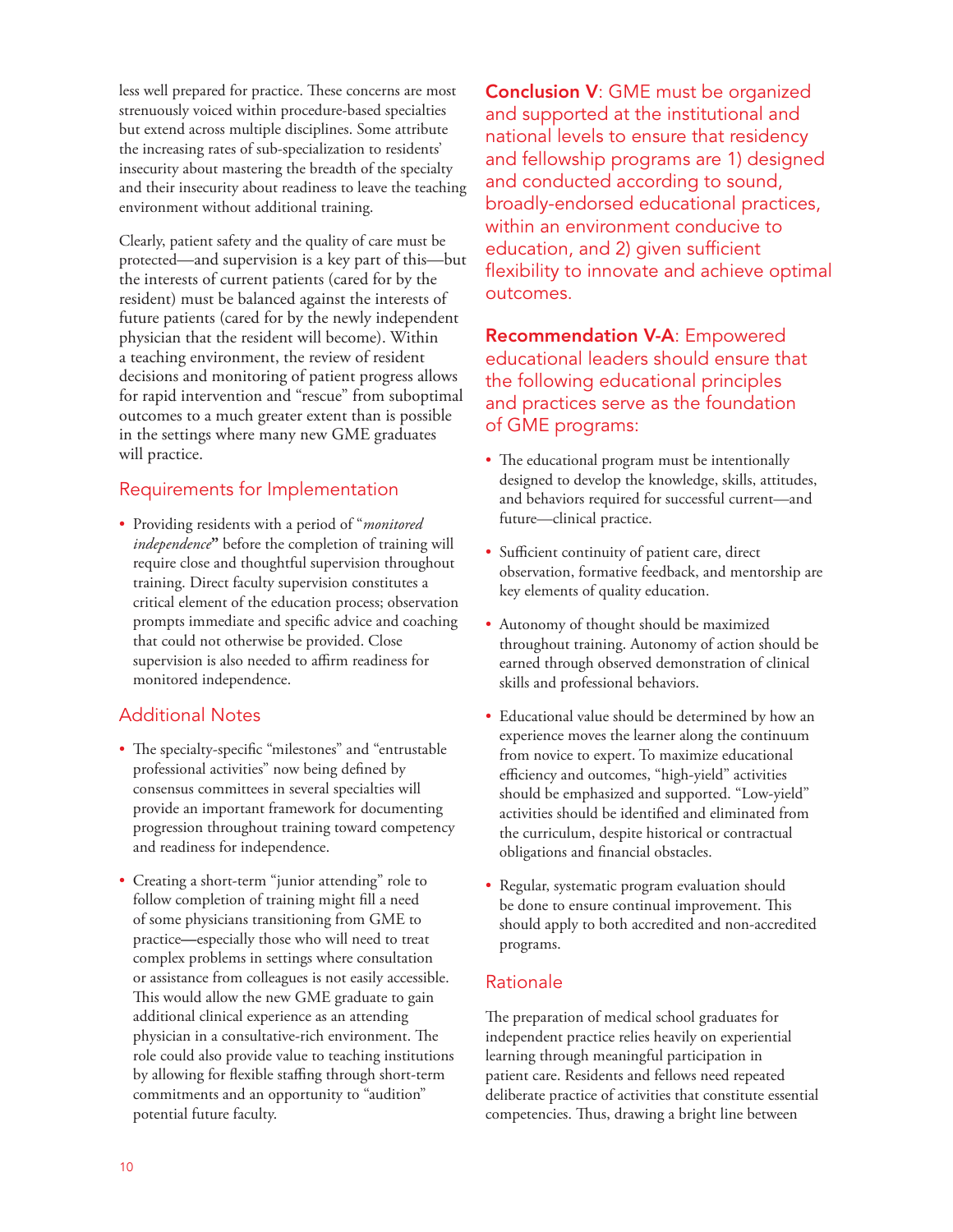less well prepared for practice. These concerns are most strenuously voiced within procedure-based specialties but extend across multiple disciplines. Some attribute the increasing rates of sub-specialization to residents' insecurity about mastering the breadth of the specialty and their insecurity about readiness to leave the teaching environment without additional training.

Clearly, patient safety and the quality of care must be protected—and supervision is a key part of this—but the interests of current patients (cared for by the resident) must be balanced against the interests of future patients (cared for by the newly independent physician that the resident will become). Within a teaching environment, the review of resident decisions and monitoring of patient progress allows for rapid intervention and "rescue" from suboptimal outcomes to a much greater extent than is possible in the settings where many new GME graduates will practice.

## Requirements for Implementation

- Providing residents with a period of "*monitored independence*" before the completion of training will require close and thoughtful supervision throughout training. Direct faculty supervision constitutes a critical element of the education process; observation prompts immediate and specific advice and coaching that could not otherwise be provided. Close supervision is also needed to affirm readiness for monitored independence.

## Additional Notes

- The specialty-specific "milestones" and "entrustable professional activities" now being defined by consensus committees in several specialties will provide an important framework for documenting progression throughout training toward competency and readiness for independence.
- Creating a short-term "junior attending" role to follow completion of training might fill a need of some physicians transitioning from GME to practice—especially those who will need to treat complex problems in settings where consultation or assistance from colleagues is not easily accessible. This would allow the new GME graduate to gain additional clinical experience as an attending physician in a consultative-rich environment. The role could also provide value to teaching institutions by allowing for flexible staffing through short-term commitments and an opportunity to "audition" potential future faculty.

**Conclusion V**: GME must be organized and supported at the institutional and national levels to ensure that residency and fellowship programs are 1) designed and conducted according to sound, broadly-endorsed educational practices, within an environment conducive to education, and 2) given sufficient flexibility to innovate and achieve optimal outcomes.

**Recommendation V-A**: Empowered educational leaders should ensure that the following educational principles and practices serve as the foundation of GME programs:

- The educational program must be intentionally designed to develop the knowledge, skills, attitudes, and behaviors required for successful current—and future—clinical practice.
- Sufficient continuity of patient care, direct observation, formative feedback, and mentorship are key elements of quality education.
- Autonomy of thought should be maximized throughout training. Autonomy of action should be earned through observed demonstration of clinical skills and professional behaviors.
- Educational value should be determined by how an experience moves the learner along the continuum from novice to expert. To maximize educational efficiency and outcomes, "high-yield" activities should be emphasized and supported. "Low-yield" activities should be identified and eliminated from the curriculum, despite historical or contractual obligations and financial obstacles.
- Regular, systematic program evaluation should be done to ensure continual improvement. This should apply to both accredited and non-accredited programs.

## Rationale

The preparation of medical school graduates for independent practice relies heavily on experiential learning through meaningful participation in patient care. Residents and fellows need repeated deliberate practice of activities that constitute essential competencies. Thus, drawing a bright line between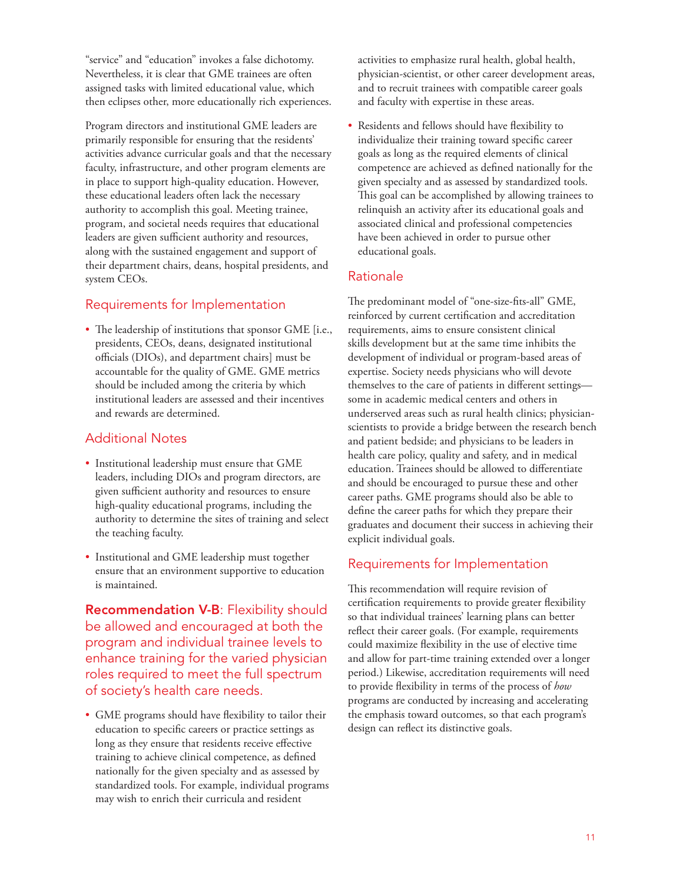"service" and "education" invokes a false dichotomy. Nevertheless, it is clear that GME trainees are often assigned tasks with limited educational value, which then eclipses other, more educationally rich experiences.

Program directors and institutional GME leaders are primarily responsible for ensuring that the residents' activities advance curricular goals and that the necessary faculty, infrastructure, and other program elements are in place to support high-quality education. However, these educational leaders often lack the necessary authority to accomplish this goal. Meeting trainee, program, and societal needs requires that educational leaders are given sufficient authority and resources, along with the sustained engagement and support of their department chairs, deans, hospital presidents, and system CEOs.

## Requirements for Implementation

- The leadership of institutions that sponsor GME [i.e., presidents, CEOs, deans, designated institutional officials (DIOs), and department chairs] must be accountable for the quality of GME. GME metrics should be included among the criteria by which institutional leaders are assessed and their incentives and rewards are determined.

## Additional Notes

- Institutional leadership must ensure that GME leaders, including DIOs and program directors, are given sufficient authority and resources to ensure high-quality educational programs, including the authority to determine the sites of training and select the teaching faculty.
- Institutional and GME leadership must together ensure that an environment supportive to education is maintained.

## **Recommendation V-B**: Flexibility should be allowed and encouraged at both the program and individual trainee levels to enhance training for the varied physician roles required to meet the full spectrum of society's health care needs.

- GME programs should have flexibility to tailor their education to specific careers or practice settings as long as they ensure that residents receive effective training to achieve clinical competence, as defined nationally for the given specialty and as assessed by standardized tools. For example, individual programs may wish to enrich their curricula and resident activities to emphasize rural health, global health, physician-scientist, or other career development areas, and to recruit trainees with compatible career goals and faculty with expertise in these areas.
- Residents and fellows should have flexibility to individualize their training toward specific career goals as long as the required elements of clinical competence are achieved as defined nationally for the given specialty and as assessed by standardized tools. This goal can be accomplished by allowing trainees to relinquish an activity after its educational goals and associated clinical and professional competencies have been achieved in order to pursue other educational goals.

## Rationale

The predominant model of "one-size-fits-all" GME, reinforced by current certification and accreditation requirements, aims to ensure consistent clinical skills development but at the same time inhibits the development of individual or program-based areas of expertise. Society needs physicians who will devote themselves to the care of patients in different settings—some in academic medical centers and others in underserved areas such as rural health clinics; physician-scientists to provide a bridge between the research bench and patient bedside; and physicians to be leaders in health care policy, quality and safety, and in medical education. Trainees should be allowed to differentiate and should be encouraged to pursue these and other career paths. GME programs should also be able to define the career paths for which they prepare their graduates and document their success in achieving their explicit individual goals.

## Requirements for Implementation

This recommendation will require revision of certification requirements to provide greater flexibility so that individual trainees' learning plans can better reflect their career goals. (For example, requirements could maximize flexibility in the use of elective time and allow for part-time training extended over a longer period.) Likewise, accreditation requirements will need to provide flexibility in terms of the process of *how* programs are conducted by increasing and accelerating the emphasis toward outcomes, so that each program's design can reflect its distinctive goals.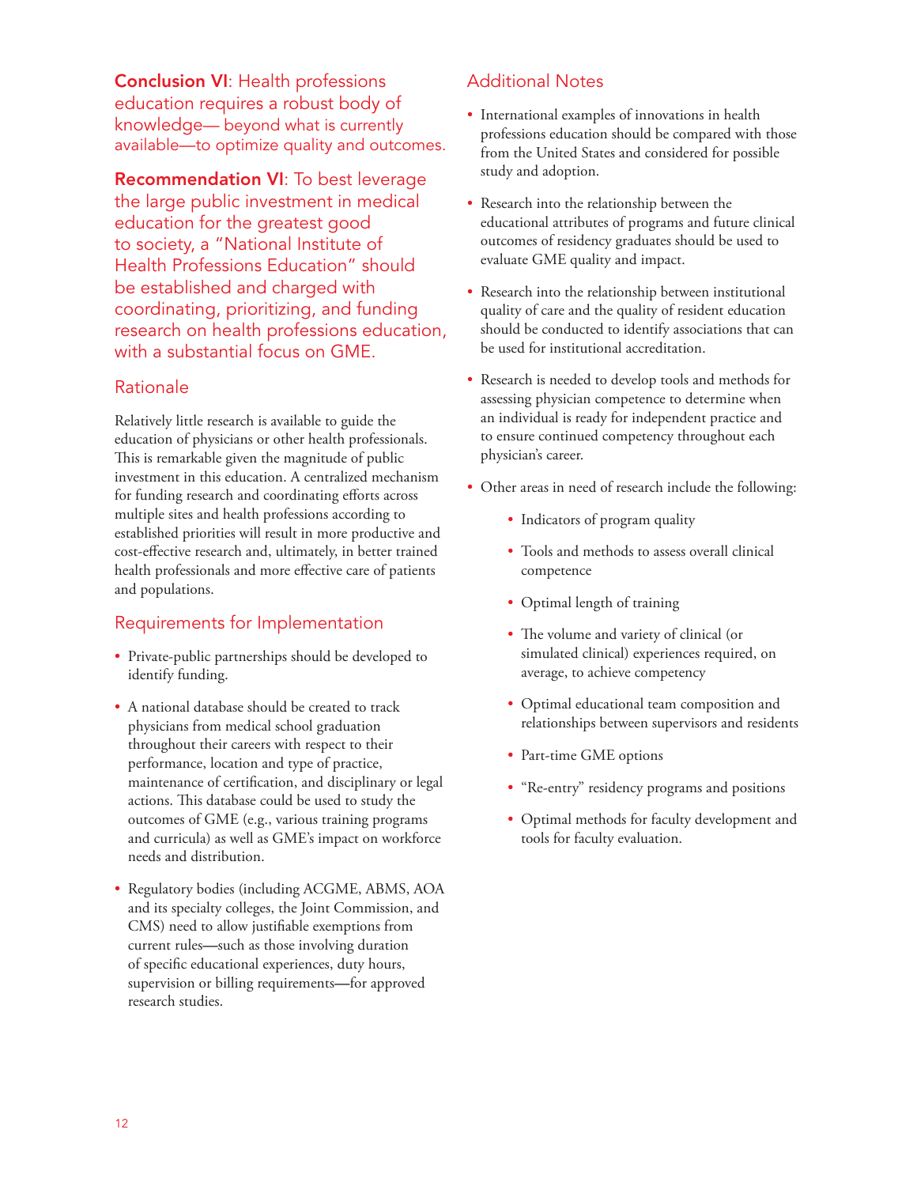**Conclusion VI**: Health professions education requires a robust body of knowledge— beyond what is currently available—to optimize quality and outcomes.

**Recommendation VI**: To best leverage the large public investment in medical education for the greatest good to society, a "National Institute of Health Professions Education" should be established and charged with coordinating, prioritizing, and funding research on health professions education, with a substantial focus on GME.

## Rationale

Relatively little research is available to guide the education of physicians or other health professionals. This is remarkable given the magnitude of public investment in this education. A centralized mechanism for funding research and coordinating efforts across multiple sites and health professions according to established priorities will result in more productive and cost-effective research and, ultimately, in better trained health professionals and more effective care of patients and populations.

## Requirements for Implementation

- Private-public partnerships should be developed to identify funding.
- A national database should be created to track physicians from medical school graduation throughout their careers with respect to their performance, location and type of practice, maintenance of certification, and disciplinary or legal actions. This database could be used to study the outcomes of GME (e.g., various training programs and curricula) as well as GME's impact on workforce needs and distribution.
- Regulatory bodies (including ACGME, ABMS, AOA and its specialty colleges, the Joint Commission, and CMS) need to allow justifiable exemptions from current rules—such as those involving duration of specific educational experiences, duty hours, supervision or billing requirements—for approved research studies.

## Additional Notes

- International examples of innovations in health professions education should be compared with those from the United States and considered for possible study and adoption.
- Research into the relationship between the educational attributes of programs and future clinical outcomes of residency graduates should be used to evaluate GME quality and impact.
- Research into the relationship between institutional quality of care and the quality of resident education should be conducted to identify associations that can be used for institutional accreditation.
- Research is needed to develop tools and methods for assessing physician competence to determine when an individual is ready for independent practice and to ensure continued competency throughout each physician's career.
- Other areas in need of research include the following:
  - Indicators of program quality
  - Tools and methods to assess overall clinical competence
  - Optimal length of training
  - The volume and variety of clinical (or simulated clinical) experiences required, on average, to achieve competency
  - Optimal educational team composition and relationships between supervisors and residents
  - Part-time GME options
  - "Re-entry" residency programs and positions
  - Optimal methods for faculty development and tools for faculty evaluation.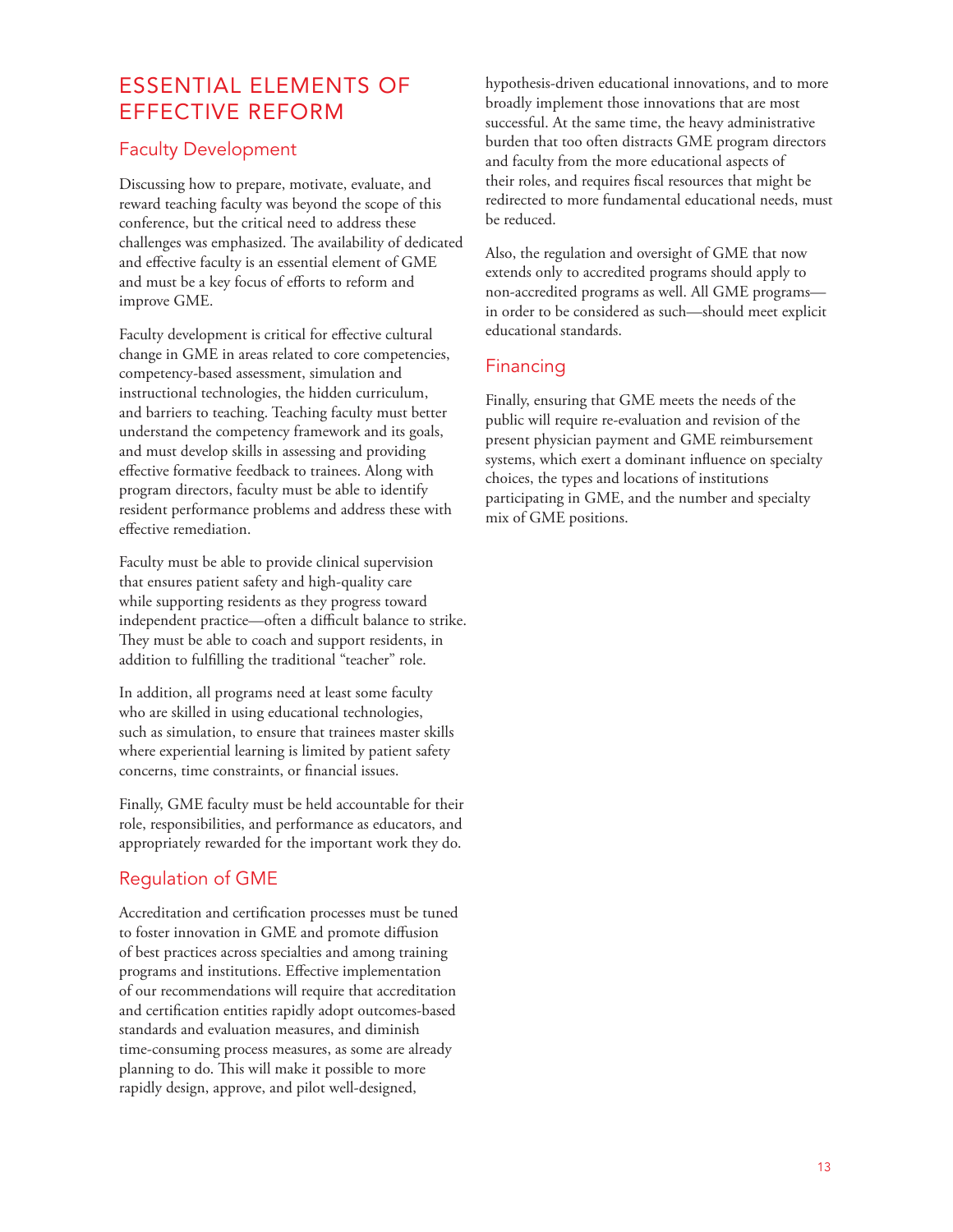# ESSENTIAL ELEMENTS OF EFFECTIVE REFORM

## Faculty Development

Discussing how to prepare, motivate, evaluate, and reward teaching faculty was beyond the scope of this conference, but the critical need to address these challenges was emphasized. The availability of dedicated and effective faculty is an essential element of GME and must be a key focus of efforts to reform and improve GME.

Faculty development is critical for effective cultural change in GME in areas related to core competencies, competency-based assessment, simulation and instructional technologies, the hidden curriculum, and barriers to teaching. Teaching faculty must better understand the competency framework and its goals, and must develop skills in assessing and providing effective formative feedback to trainees. Along with program directors, faculty must be able to identify resident performance problems and address these with effective remediation.

Faculty must be able to provide clinical supervision that ensures patient safety and high-quality care while supporting residents as they progress toward independent practice—often a difficult balance to strike. They must be able to coach and support residents, in addition to fulfilling the traditional "teacher" role.

In addition, all programs need at least some faculty who are skilled in using educational technologies, such as simulation, to ensure that trainees master skills where experiential learning is limited by patient safety concerns, time constraints, or financial issues.

Finally, GME faculty must be held accountable for their role, responsibilities, and performance as educators, and appropriately rewarded for the important work they do.

## Regulation of GME

Accreditation and certification processes must be tuned to foster innovation in GME and promote diffusion of best practices across specialties and among training programs and institutions. Effective implementation of our recommendations will require that accreditation and certification entities rapidly adopt outcomes-based standards and evaluation measures, and diminish time-consuming process measures, as some are already planning to do. This will make it possible to more rapidly design, approve, and pilot well-designed, hypothesis-driven educational innovations, and to more broadly implement those innovations that are most successful. At the same time, the heavy administrative burden that too often distracts GME program directors and faculty from the more educational aspects of their roles, and requires fiscal resources that might be redirected to more fundamental educational needs, must be reduced.

Also, the regulation and oversight of GME that now extends only to accredited programs should apply to non-accredited programs as well. All GME programs—in order to be considered as such—should meet explicit educational standards.

## Financing

Finally, ensuring that GME meets the needs of the public will require re-evaluation and revision of the present physician payment and GME reimbursement systems, which exert a dominant influence on specialty choices, the types and locations of institutions participating in GME, and the number and specialty mix of GME positions.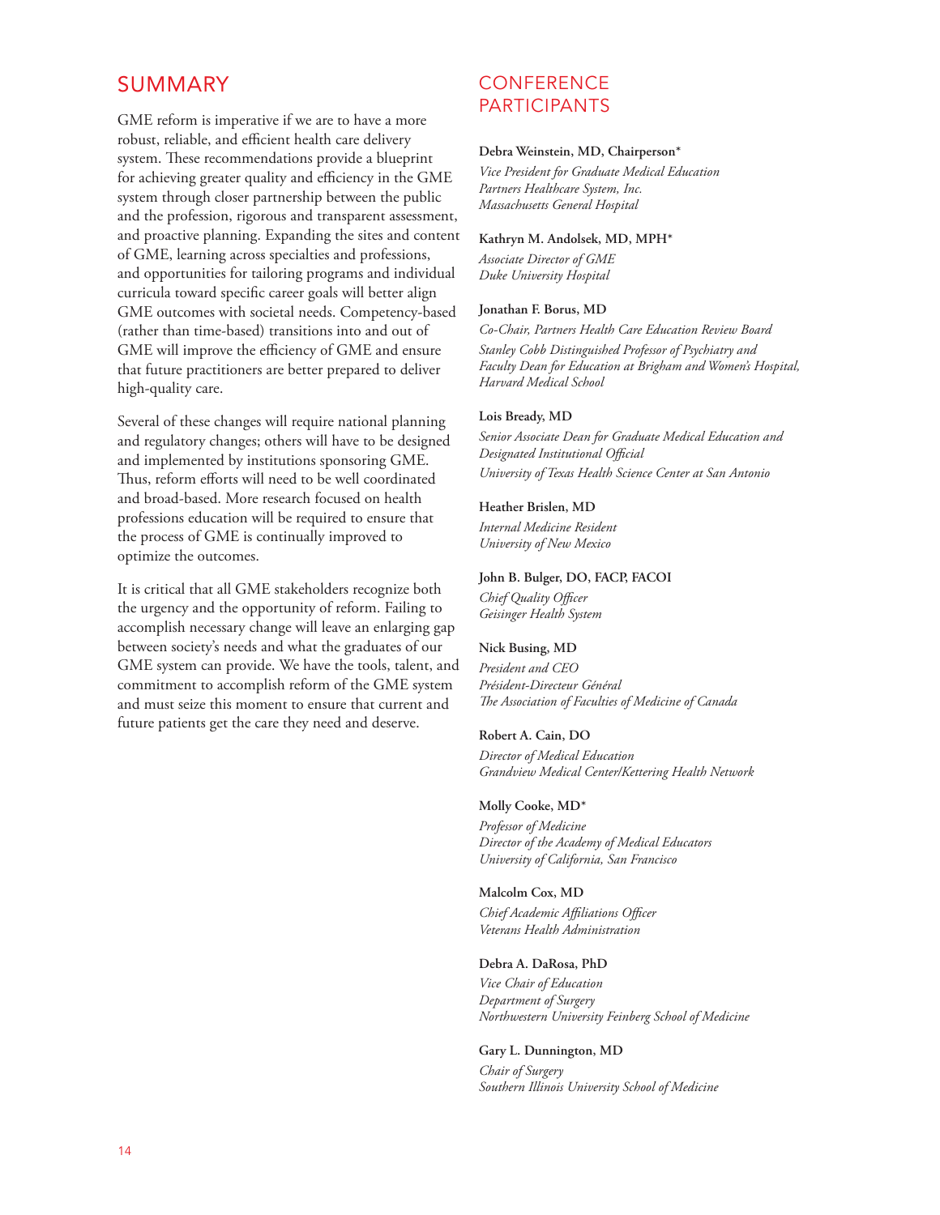## SUMMARY

GME reform is imperative if we are to have a more robust, reliable, and efficient health care delivery system. These recommendations provide a blueprint for achieving greater quality and efficiency in the GME system through closer partnership between the public and the profession, rigorous and transparent assessment, and proactive planning. Expanding the sites and content of GME, learning across specialties and professions, and opportunities for tailoring programs and individual curricula toward specific career goals will better align GME outcomes with societal needs. Competency-based (rather than time-based) transitions into and out of GME will improve the efficiency of GME and ensure that future practitioners are better prepared to deliver high-quality care.

Several of these changes will require national planning and regulatory changes; others will have to be designed and implemented by institutions sponsoring GME. Thus, reform efforts will need to be well coordinated and broad-based. More research focused on health professions education will be required to ensure that the process of GME is continually improved to optimize the outcomes.

It is critical that all GME stakeholders recognize both the urgency and the opportunity of reform. Failing to accomplish necessary change will leave an enlarging gap between society's needs and what the graduates of our GME system can provide. We have the tools, talent, and commitment to accomplish reform of the GME system and must seize this moment to ensure that current and future patients get the care they need and deserve.

## CONFERENCE PARTICIPANTS

**Debra Weinstein, MD, Chairperson***
*Vice President for Graduate Medical Education*
*Partners Healthcare System, Inc.*
*Massachusetts General Hospital*

**Kathryn M. Andolsek, MD, MPH***
*Associate Director of GME*
*Duke University Hospital*

**Jonathan F. Borus, MD**
*Co-Chair, Partners Health Care Education Review Board*
*Stanley Cobb Distinguished Professor of Psychiatry and Faculty Dean for Education at Brigham and Women's Hospital, Harvard Medical School*

**Lois Bready, MD**
*Senior Associate Dean for Graduate Medical Education and Designated Institutional Official*
*University of Texas Health Science Center at San Antonio*

**Heather Brislen, MD**
*Internal Medicine Resident*
*University of New Mexico*

**John B. Bulger, DO, FACP, FACOI**
*Chief Quality Officer*
*Geisinger Health System*

**Nick Busing, MD**
*President and CEO*
*Président-Directeur Général*
*The Association of Faculties of Medicine of Canada*

**Robert A. Cain, DO**
*Director of Medical Education*
*Grandview Medical Center/Kettering Health Network*

**Molly Cooke, MD***
*Professor of Medicine*
*Director of the Academy of Medical Educators*
*University of California, San Francisco*

**Malcolm Cox, MD**
*Chief Academic Affiliations Officer*
*Veterans Health Administration*

**Debra A. DaRosa, PhD**
*Vice Chair of Education*
*Department of Surgery*
*Northwestern University Feinberg School of Medicine*

**Gary L. Dunnington, MD**
*Chair of Surgery*
*Southern Illinois University School of Medicine*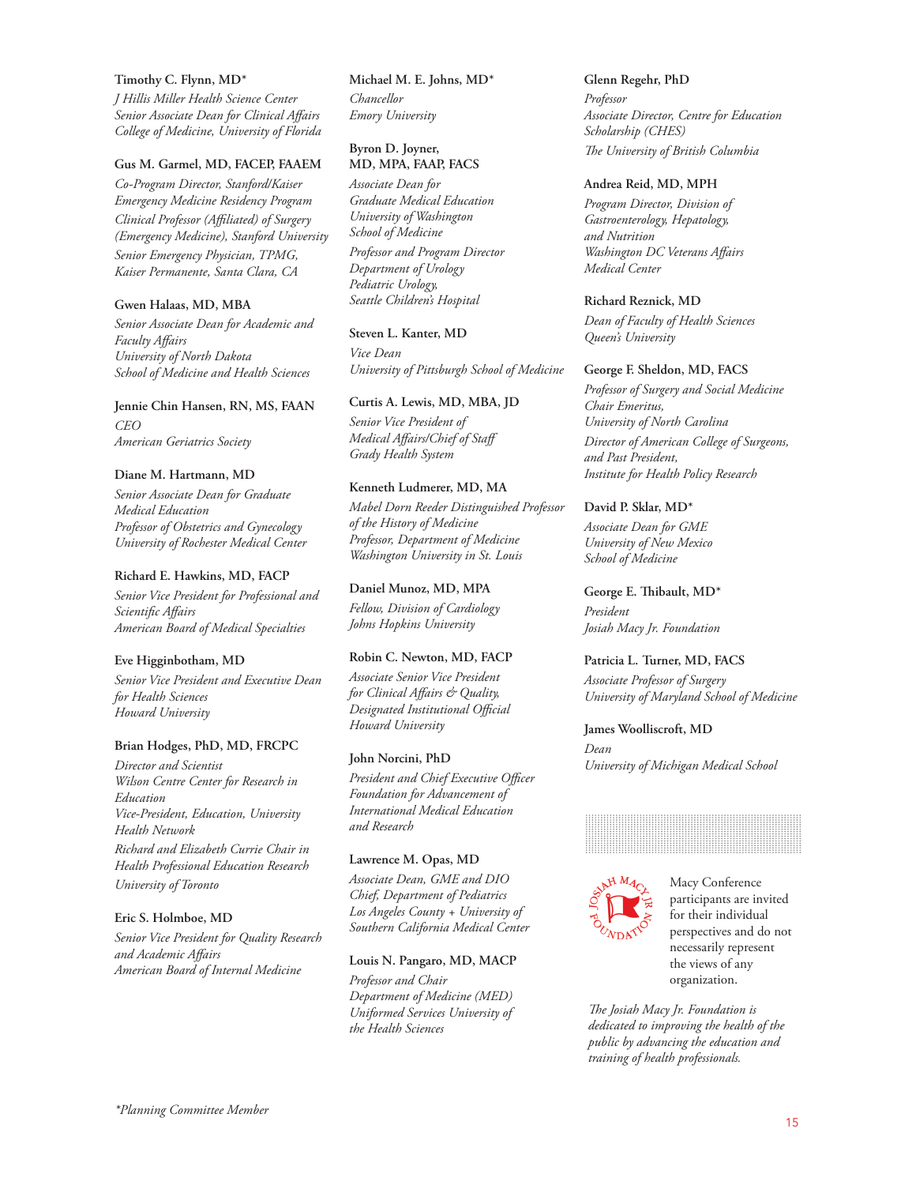**Timothy C. Flynn, MD***
*J Hillis Miller Health Science Center*
*Senior Associate Dean for Clinical Affairs*
*College of Medicine, University of Florida*

**Gus M. Garmel, MD, FACEP, FAAEM**
*Co-Program Director, Stanford/Kaiser Emergency Medicine Residency Program*
*Clinical Professor (Affiliated) of Surgery (Emergency Medicine), Stanford University*
*Senior Emergency Physician, TPMG, Kaiser Permanente, Santa Clara, CA*

**Gwen Halaas, MD, MBA**
*Senior Associate Dean for Academic and Faculty Affairs*
*University of North Dakota*
*School of Medicine and Health Sciences*

**Jennie Chin Hansen, RN, MS, FAAN**
*CEO*
*American Geriatrics Society*

**Diane M. Hartmann, MD**
*Senior Associate Dean for Graduate Medical Education*
*Professor of Obstetrics and Gynecology*
*University of Rochester Medical Center*

**Richard E. Hawkins, MD, FACP**
*Senior Vice President for Professional and Scientific Affairs*
*American Board of Medical Specialties*

**Eve Higginbotham, MD**
*Senior Vice President and Executive Dean for Health Sciences*
*Howard University*

**Brian Hodges, PhD, MD, FRCPC**
*Director and Scientist*
*Wilson Centre Center for Research in Education*
*Vice-President, Education, University Health Network*
*Richard and Elizabeth Currie Chair in Health Professional Education Research*
*University of Toronto*

**Eric S. Holmboe, MD**
*Senior Vice President for Quality Research and Academic Affairs*
*American Board of Internal Medicine*

**Michael M. E. Johns, MD***
*Chancellor*
*Emory University*

**Byron D. Joyner, MD, MPA, FAAP, FACS**
*Associate Dean for Graduate Medical Education*
*University of Washington School of Medicine*
*Professor and Program Director*
*Department of Urology*
*Pediatric Urology,*
*Seattle Children's Hospital*

**Steven L. Kanter, MD**
*Vice Dean*
*University of Pittsburgh School of Medicine*

**Curtis A. Lewis, MD, MBA, JD**
*Senior Vice President of Medical Affairs/Chief of Staff*
*Grady Health System*

**Kenneth Ludmerer, MD, MA**
*Mabel Dorn Reeder Distinguished Professor of the History of Medicine*
*Professor, Department of Medicine*
*Washington University in St. Louis*

**Daniel Munoz, MD, MPA**
*Fellow, Division of Cardiology*
*Johns Hopkins University*

**Robin C. Newton, MD, FACP**
*Associate Senior Vice President for Clinical Affairs & Quality,*
*Designated Institutional Official*
*Howard University*

**John Norcini, PhD**
*President and Chief Executive Officer*
*Foundation for Advancement of International Medical Education and Research*

**Lawrence M. Opas, MD**
*Associate Dean, GME and DIO*
*Chief, Department of Pediatrics*
*Los Angeles County + University of Southern California Medical Center*

**Louis N. Pangaro, MD, MACP**
*Professor and Chair*
*Department of Medicine (MED)*
*Uniformed Services University of the Health Sciences*

**Glenn Regehr, PhD**
*Professor*
*Associate Director, Centre for Education Scholarship (CHES)*
*The University of British Columbia*

**Andrea Reid, MD, MPH**
*Program Director, Division of Gastroenterology, Hepatology, and Nutrition*
*Washington DC Veterans Affairs Medical Center*

**Richard Reznick, MD**
*Dean of Faculty of Health Sciences*
*Queen's University*

**George F. Sheldon, MD, FACS**
*Professor of Surgery and Social Medicine*
*Chair Emeritus,*
*University of North Carolina*
*Director of American College of Surgeons, and Past President,*
*Institute for Health Policy Research*

**David P. Sklar, MD***
*Associate Dean for GME*
*University of New Mexico School of Medicine*

**George E. Thibault, MD***
*President*
*Josiah Macy Jr. Foundation*

**Patricia L. Turner, MD, FACS**
*Associate Professor of Surgery*
*University of Maryland School of Medicine*

**James Woolliscroft, MD**
*Dean*
*University of Michigan Medical School*

Macy Conference participants are invited for their individual perspectives and do not necessarily represent the views of any organization.

*The Josiah Macy Jr. Foundation is dedicated to improving the health of the public by advancing the education and training of health professionals.*

*\*Planning Committee Member*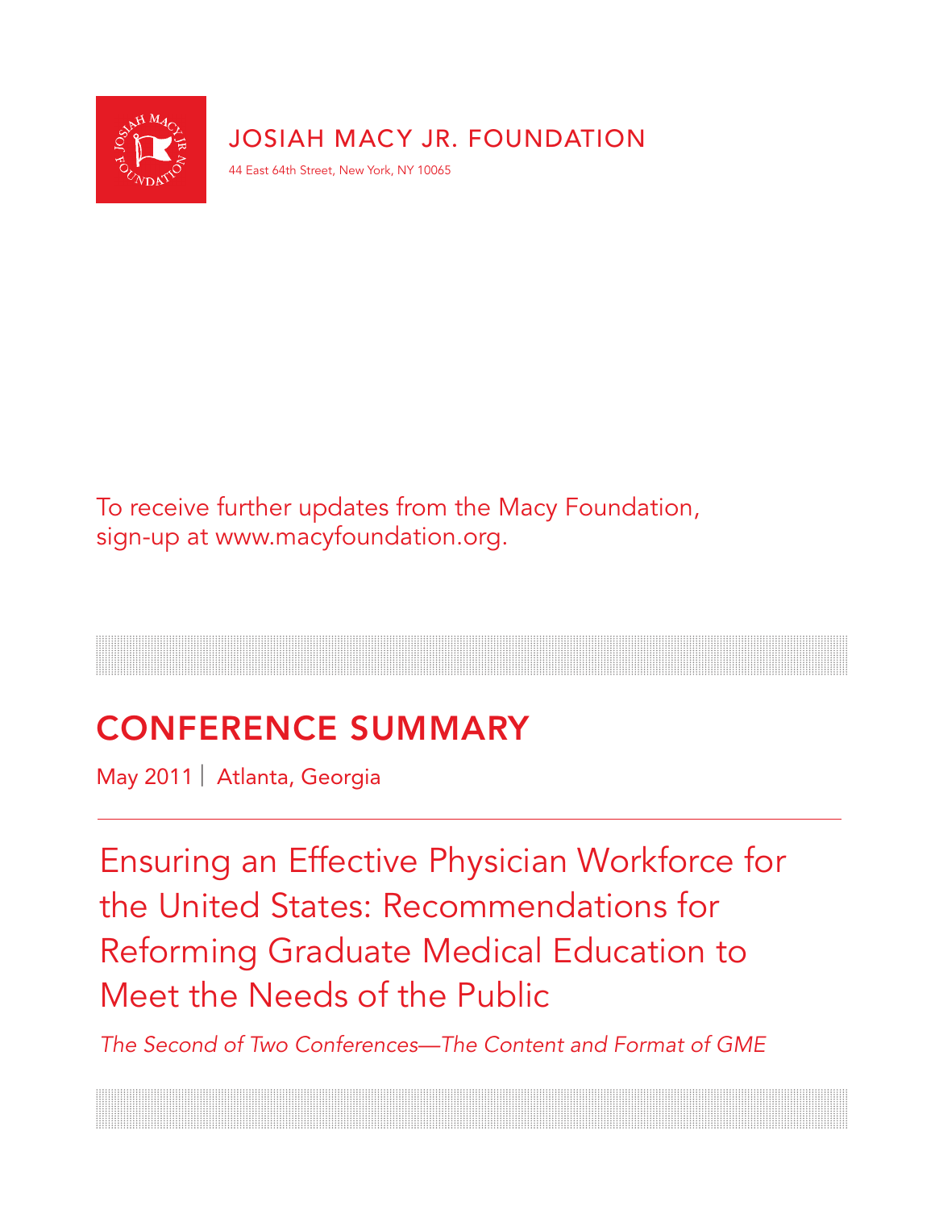JOSIAH MACY JR. FOUNDATION

44 East 64th Street, New York, NY 10065

To receive further updates from the Macy Foundation, sign-up at www.macyfoundation.org.

# CONFERENCE SUMMARY

May 2011 | Atlanta, Georgia

## Ensuring an Effective Physician Workforce for the United States: Recommendations for Reforming Graduate Medical Education to Meet the Needs of the Public

*The Second of Two Conferences—The Content and Format of GME*